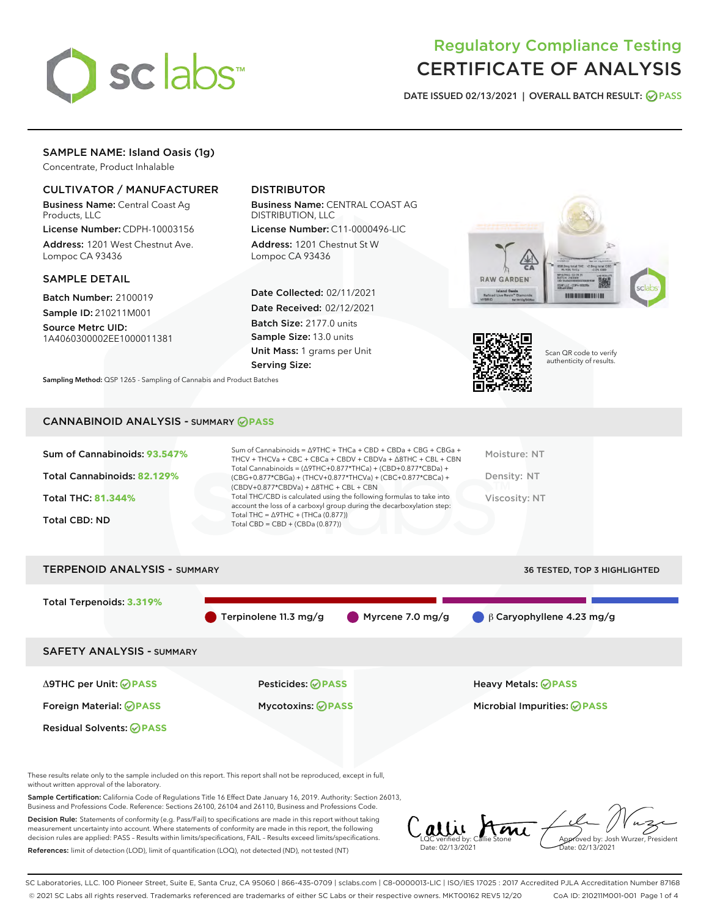# Regulatory Compliance Testing
# CERTIFICATE OF ANALYSIS

DATE ISSUED 02/13/2021 | OVERALL BATCH RESULT: PASS

## SAMPLE NAME: Island Oasis (1g)

Concentrate, Product Inhalable

### CULTIVATOR / MANUFACTURER

**Business Name:** Central Coast Ag Products, LLC

**License Number:** CDPH-10003156

**Address:** 1201 West Chestnut Ave. Lompoc CA 93436

### DISTRIBUTOR

**Business Name:** CENTRAL COAST AG DISTRIBUTION, LLC

**License Number:** C11-0000496-LIC

**Address:** 1201 Chestnut St W Lompoc CA 93436

### SAMPLE DETAIL

**Batch Number:** 2100019

**Sample ID:** 210211M001

**Source Metrc UID:** 1A4060300002EE1000011381

**Date Collected:** 02/11/2021

**Date Received:** 02/12/2021

**Batch Size:** 2177.0 units

**Sample Size:** 13.0 units

**Unit Mass:** 1 grams per Unit

**Serving Size:**

Scan QR code to verify authenticity of results.

**Sampling Method:** QSP 1265 - Sampling of Cannabis and Product Batches

## CANNABINOID ANALYSIS - SUMMARY PASS

**Sum of Cannabinoids:** 93.547%

**Total Cannabinoids:** 82.129%

**Total THC:** 81.344%

**Total CBD:** ND

Sum of Cannabinoids = Δ9THC + THCa + CBD + CBDa + CBG + CBGa + THCV + THCVa + CBC + CBCa + CBDV + CBDVa + Δ8THC + CBL + CBN

Total Cannabinoids = (Δ9THC+0.877*THCa) + (CBD+0.877*CBDa) + (CBG+0.877*CBGa) + (THCV+0.877*THCVa) + (CBC+0.877*CBCa) + (CBDV+0.877*CBDVa) + Δ8THC + CBL + CBN

Total THC/CBD is calculated using the following formulas to take into account the loss of a carboxyl group during the decarboxylation step:
Total THC = Δ9THC + (THCa (0.877))
Total CBD = CBD + (CBDa (0.877))

Moisture: NT

Density: NT

Viscosity: NT

## TERPENOID ANALYSIS - SUMMARY

36 TESTED, TOP 3 HIGHLIGHTED

**Total Terpenoids:** 3.319%

Terpinolene 11.3 mg/g | Myrcene 7.0 mg/g | β Caryophyllene 4.23 mg/g

## SAFETY ANALYSIS - SUMMARY

Δ9THC per Unit: PASS

Pesticides: PASS

Heavy Metals: PASS

Foreign Material: PASS

Mycotoxins: PASS

Microbial Impurities: PASS

Residual Solvents: PASS

These results relate only to the sample included on this report. This report shall not be reproduced, except in full, without written approval of the laboratory.

**Sample Certification:** California Code of Regulations Title 16 Effect Date January 16, 2019. Authority: Section 26013, Business and Professions Code. Reference: Sections 26100, 26104 and 26110, Business and Professions Code.

**Decision Rule:** Statements of conformity (e.g. Pass/Fail) to specifications are made in this report without taking measurement uncertainty into account. Where statements of conformity are made in this report, the following decision rules are applied: PASS – Results within limits/specifications, FAIL – Results exceed limits/specifications.

**References:** limit of detection (LOD), limit of quantification (LOQ), not detected (ND), not tested (NT)

LQC verified by: Callie Stone
Date: 02/13/2021

Approved by: Josh Wurzer, President
Date: 02/13/2021

SC Laboratories, LLC. 100 Pioneer Street, Suite E, Santa Cruz, CA 95060 | 866-435-0709 | sclabs.com | C8-0000013-LIC | ISO/IES 17025 : 2017 Accredited PJLA Accreditation Number 87168
© 2021 SC Labs all rights reserved. Trademarks referenced are trademarks of either SC Labs or their respective owners. MKT00162 REV5 12/20 CoA ID: 210211M001-001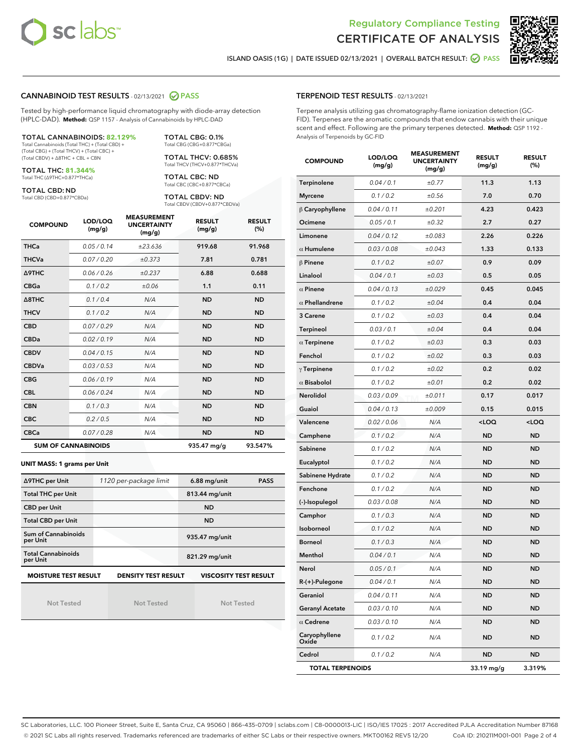# Regulatory Compliance Testing
# CERTIFICATE OF ANALYSIS

ISLAND OASIS (1G) | DATE ISSUED 02/13/2021 | OVERALL BATCH RESULT: PASS

## CANNABINOID TEST RESULTS - 02/13/2021 PASS

Tested by high-performance liquid chromatography with diode-array detection (HPLC-DAD). **Method:** QSP 1157 - Analysis of Cannabinoids by HPLC-DAD

**TOTAL CANNABINOIDS: 82.129%**
Total Cannabinoids (Total THC) + (Total CBD) + (Total CBG) + (Total THCV) + (Total CBC) + (Total CBDV) + Δ8THC + CBL + CBN

**TOTAL THC: 81.344%**
Total THC (Δ9THC+0.877*THCa)

**TOTAL CBD: ND**
Total CBD (CBD+0.877*CBDa)

**TOTAL CBG: 0.1%**
Total CBG (CBG+0.877*CBGa)

**TOTAL THCV: 0.685%**
Total THCV (THCV+0.877*THCVa)

**TOTAL CBC: ND**
Total CBC (CBC+0.877*CBCa)

**TOTAL CBDV: ND**
Total CBDV (CBDV+0.877*CBDVa)

| COMPOUND | LOD/LOQ (mg/g) | MEASUREMENT UNCERTAINTY (mg/g) | RESULT (mg/g) | RESULT (%) |
|---|---|---|---|---|
| THCa | 0.05 / 0.14 | ±23.636 | 919.68 | 91.968 |
| THCVa | 0.07 / 0.20 | ±0.373 | 7.81 | 0.781 |
| Δ9THC | 0.06 / 0.26 | ±0.237 | 6.88 | 0.688 |
| CBGa | 0.1 / 0.2 | ±0.06 | 1.1 | 0.11 |
| Δ8THC | 0.1 / 0.4 | N/A | ND | ND |
| THCV | 0.1 / 0.2 | N/A | ND | ND |
| CBD | 0.07 / 0.29 | N/A | ND | ND |
| CBDa | 0.02 / 0.19 | N/A | ND | ND |
| CBDV | 0.04 / 0.15 | N/A | ND | ND |
| CBDVa | 0.03 / 0.53 | N/A | ND | ND |
| CBG | 0.06 / 0.19 | N/A | ND | ND |
| CBL | 0.06 / 0.24 | N/A | ND | ND |
| CBN | 0.1 / 0.3 | N/A | ND | ND |
| CBC | 0.2 / 0.5 | N/A | ND | ND |
| CBCa | 0.07 / 0.28 | N/A | ND | ND |
| **SUM OF CANNABINOIDS** | | | **935.47 mg/g** | **93.547%** |

**UNIT MASS: 1 grams per Unit**

| | | | |
|---|---|---|---|
| Δ9THC per Unit | 1120 per-package limit | 6.88 mg/unit | PASS |
| Total THC per Unit | | 813.44 mg/unit | |
| CBD per Unit | | ND | |
| Total CBD per Unit | | ND | |
| Sum of Cannabinoids per Unit | | 935.47 mg/unit | |
| Total Cannabinoids per Unit | | 821.29 mg/unit | |

| MOISTURE TEST RESULT | DENSITY TEST RESULT | VISCOSITY TEST RESULT |
|---|---|---|
| Not Tested | Not Tested | Not Tested |

## TERPENOID TEST RESULTS - 02/13/2021

Terpene analysis utilizing gas chromatography-flame ionization detection (GC-FID). Terpenes are the aromatic compounds that endow cannabis with their unique scent and effect. Following are the primary terpenes detected. **Method:** QSP 1192 - Analysis of Terpenoids by GC-FID

| COMPOUND | LOD/LOQ (mg/g) | MEASUREMENT UNCERTAINTY (mg/g) | RESULT (mg/g) | RESULT (%) |
|---|---|---|---|---|
| Terpinolene | 0.04 / 0.1 | ±0.77 | 11.3 | 1.13 |
| Myrcene | 0.1 / 0.2 | ±0.56 | 7.0 | 0.70 |
| β Caryophyllene | 0.04 / 0.11 | ±0.201 | 4.23 | 0.423 |
| Ocimene | 0.05 / 0.1 | ±0.32 | 2.7 | 0.27 |
| Limonene | 0.04 / 0.12 | ±0.083 | 2.26 | 0.226 |
| α Humulene | 0.03 / 0.08 | ±0.043 | 1.33 | 0.133 |
| β Pinene | 0.1 / 0.2 | ±0.07 | 0.9 | 0.09 |
| Linalool | 0.04 / 0.1 | ±0.03 | 0.5 | 0.05 |
| α Pinene | 0.04 / 0.13 | ±0.029 | 0.45 | 0.045 |
| α Phellandrene | 0.1 / 0.2 | ±0.04 | 0.4 | 0.04 |
| 3 Carene | 0.1 / 0.2 | ±0.03 | 0.4 | 0.04 |
| Terpineol | 0.03 / 0.1 | ±0.04 | 0.4 | 0.04 |
| α Terpinene | 0.1 / 0.2 | ±0.03 | 0.3 | 0.03 |
| Fenchol | 0.1 / 0.2 | ±0.02 | 0.3 | 0.03 |
| γ Terpinene | 0.1 / 0.2 | ±0.02 | 0.2 | 0.02 |
| α Bisabolol | 0.1 / 0.2 | ±0.01 | 0.2 | 0.02 |
| Nerolidol | 0.03 / 0.09 | ±0.011 | 0.17 | 0.017 |
| Guaiol | 0.04 / 0.13 | ±0.009 | 0.15 | 0.015 |
| Valencene | 0.02 / 0.06 | N/A | <LOQ | <LOQ |
| Camphene | 0.1 / 0.2 | N/A | ND | ND |
| Sabinene | 0.1 / 0.2 | N/A | ND | ND |
| Eucalyptol | 0.1 / 0.2 | N/A | ND | ND |
| Sabinene Hydrate | 0.1 / 0.2 | N/A | ND | ND |
| Fenchone | 0.1 / 0.2 | N/A | ND | ND |
| (-)-Isopulegol | 0.03 / 0.08 | N/A | ND | ND |
| Camphor | 0.1 / 0.3 | N/A | ND | ND |
| Isoborneol | 0.1 / 0.2 | N/A | ND | ND |
| Borneol | 0.1 / 0.3 | N/A | ND | ND |
| Menthol | 0.04 / 0.1 | N/A | ND | ND |
| Nerol | 0.05 / 0.1 | N/A | ND | ND |
| R-(+)-Pulegone | 0.04 / 0.1 | N/A | ND | ND |
| Geraniol | 0.04 / 0.11 | N/A | ND | ND |
| Geranyl Acetate | 0.03 / 0.10 | N/A | ND | ND |
| α Cedrene | 0.03 / 0.10 | N/A | ND | ND |
| Caryophyllene Oxide | 0.1 / 0.2 | N/A | ND | ND |
| Cedrol | 0.1 / 0.2 | N/A | ND | ND |
| **TOTAL TERPENOIDS** | | | **33.19 mg/g** | **3.319%** |

SC Laboratories, LLC. 100 Pioneer Street, Suite E, Santa Cruz, CA 95060 | 866-435-0709 | sclabs.com | C8-0000013-LIC | ISO/IES 17025 : 2017 Accredited PJLA Accreditation Number 87168
© 2021 SC Labs all rights reserved. Trademarks referenced are trademarks of either SC Labs or their respective owners. MKT00162 REV5 12/20 CoA ID: 210211M001-001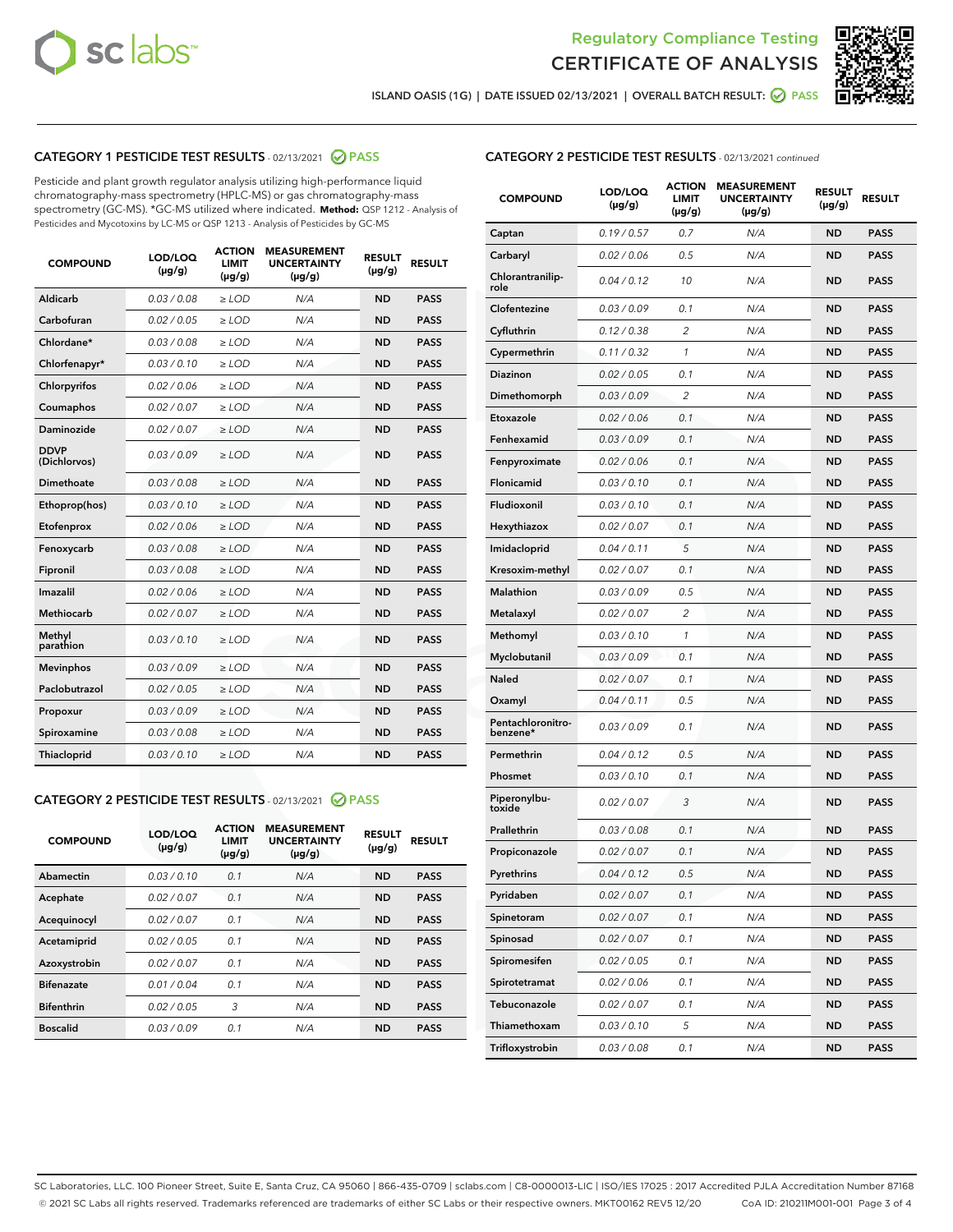# Regulatory Compliance Testing
# CERTIFICATE OF ANALYSIS

ISLAND OASIS (1G) | DATE ISSUED 02/13/2021 | OVERALL BATCH RESULT: PASS

## CATEGORY 1 PESTICIDE TEST RESULTS - 02/13/2021 PASS

Pesticide and plant growth regulator analysis utilizing high-performance liquid chromatography-mass spectrometry (HPLC-MS) or gas chromatography-mass spectrometry (GC-MS). *GC-MS utilized where indicated. **Method:** QSP 1212 - Analysis of Pesticides and Mycotoxins by LC-MS or QSP 1213 - Analysis of Pesticides by GC-MS

| COMPOUND | LOD/LOQ (µg/g) | ACTION LIMIT (µg/g) | MEASUREMENT UNCERTAINTY (µg/g) | RESULT (µg/g) | RESULT |
|---|---|---|---|---|---|
| Aldicarb | 0.03 / 0.08 | ≥ LOD | N/A | ND | PASS |
| Carbofuran | 0.02 / 0.05 | ≥ LOD | N/A | ND | PASS |
| Chlordane* | 0.03 / 0.08 | ≥ LOD | N/A | ND | PASS |
| Chlorfenapyr* | 0.03 / 0.10 | ≥ LOD | N/A | ND | PASS |
| Chlorpyrifos | 0.02 / 0.06 | ≥ LOD | N/A | ND | PASS |
| Coumaphos | 0.02 / 0.07 | ≥ LOD | N/A | ND | PASS |
| Daminozide | 0.02 / 0.07 | ≥ LOD | N/A | ND | PASS |
| DDVP (Dichlorvos) | 0.03 / 0.09 | ≥ LOD | N/A | ND | PASS |
| Dimethoate | 0.03 / 0.08 | ≥ LOD | N/A | ND | PASS |
| Ethoprop(hos) | 0.03 / 0.10 | ≥ LOD | N/A | ND | PASS |
| Etofenprox | 0.02 / 0.06 | ≥ LOD | N/A | ND | PASS |
| Fenoxycarb | 0.03 / 0.08 | ≥ LOD | N/A | ND | PASS |
| Fipronil | 0.03 / 0.08 | ≥ LOD | N/A | ND | PASS |
| Imazalil | 0.02 / 0.06 | ≥ LOD | N/A | ND | PASS |
| Methiocarb | 0.02 / 0.07 | ≥ LOD | N/A | ND | PASS |
| Methyl parathion | 0.03 / 0.10 | ≥ LOD | N/A | ND | PASS |
| Mevinphos | 0.03 / 0.09 | ≥ LOD | N/A | ND | PASS |
| Paclobutrazol | 0.02 / 0.05 | ≥ LOD | N/A | ND | PASS |
| Propoxur | 0.03 / 0.09 | ≥ LOD | N/A | ND | PASS |
| Spiroxamine | 0.03 / 0.08 | ≥ LOD | N/A | ND | PASS |
| Thiacloprid | 0.03 / 0.10 | ≥ LOD | N/A | ND | PASS |

## CATEGORY 2 PESTICIDE TEST RESULTS - 02/13/2021 PASS

| COMPOUND | LOD/LOQ (µg/g) | ACTION LIMIT (µg/g) | MEASUREMENT UNCERTAINTY (µg/g) | RESULT (µg/g) | RESULT |
|---|---|---|---|---|---|
| Abamectin | 0.03 / 0.10 | 0.1 | N/A | ND | PASS |
| Acephate | 0.02 / 0.07 | 0.1 | N/A | ND | PASS |
| Acequinocyl | 0.02 / 0.07 | 0.1 | N/A | ND | PASS |
| Acetamiprid | 0.02 / 0.05 | 0.1 | N/A | ND | PASS |
| Azoxystrobin | 0.02 / 0.07 | 0.1 | N/A | ND | PASS |
| Bifenazate | 0.01 / 0.04 | 0.1 | N/A | ND | PASS |
| Bifenthrin | 0.02 / 0.05 | 3 | N/A | ND | PASS |
| Boscalid | 0.03 / 0.09 | 0.1 | N/A | ND | PASS |
| Captan | 0.19 / 0.57 | 0.7 | N/A | ND | PASS |
| Carbaryl | 0.02 / 0.06 | 0.5 | N/A | ND | PASS |
| Chlorantraniliprole | 0.04 / 0.12 | 10 | N/A | ND | PASS |
| Clofentezine | 0.03 / 0.09 | 0.1 | N/A | ND | PASS |
| Cyfluthrin | 0.12 / 0.38 | 2 | N/A | ND | PASS |
| Cypermethrin | 0.11 / 0.32 | 1 | N/A | ND | PASS |
| Diazinon | 0.02 / 0.05 | 0.1 | N/A | ND | PASS |
| Dimethomorph | 0.03 / 0.09 | 2 | N/A | ND | PASS |
| Etoxazole | 0.02 / 0.06 | 0.1 | N/A | ND | PASS |
| Fenhexamid | 0.03 / 0.09 | 0.1 | N/A | ND | PASS |
| Fenpyroximate | 0.02 / 0.06 | 0.1 | N/A | ND | PASS |
| Flonicamid | 0.03 / 0.10 | 0.1 | N/A | ND | PASS |
| Fludioxonil | 0.03 / 0.10 | 0.1 | N/A | ND | PASS |
| Hexythiazox | 0.02 / 0.07 | 0.1 | N/A | ND | PASS |
| Imidacloprid | 0.04 / 0.11 | 5 | N/A | ND | PASS |
| Kresoxim-methyl | 0.02 / 0.07 | 0.1 | N/A | ND | PASS |
| Malathion | 0.03 / 0.09 | 0.5 | N/A | ND | PASS |
| Metalaxyl | 0.02 / 0.07 | 2 | N/A | ND | PASS |
| Methomyl | 0.03 / 0.10 | 1 | N/A | ND | PASS |
| Myclobutanil | 0.03 / 0.09 | 0.1 | N/A | ND | PASS |
| Naled | 0.02 / 0.07 | 0.1 | N/A | ND | PASS |
| Oxamyl | 0.04 / 0.11 | 0.5 | N/A | ND | PASS |
| Pentachloronitrobenzene* | 0.03 / 0.09 | 0.1 | N/A | ND | PASS |
| Permethrin | 0.04 / 0.12 | 0.5 | N/A | ND | PASS |
| Phosmet | 0.03 / 0.10 | 0.1 | N/A | ND | PASS |
| Piperonylbutoxide | 0.02 / 0.07 | 3 | N/A | ND | PASS |
| Prallethrin | 0.03 / 0.08 | 0.1 | N/A | ND | PASS |
| Propiconazole | 0.02 / 0.07 | 0.1 | N/A | ND | PASS |
| Pyrethrins | 0.04 / 0.12 | 0.5 | N/A | ND | PASS |
| Pyridaben | 0.02 / 0.07 | 0.1 | N/A | ND | PASS |
| Spinetoram | 0.02 / 0.07 | 0.1 | N/A | ND | PASS |
| Spinosad | 0.02 / 0.07 | 0.1 | N/A | ND | PASS |
| Spiromesifen | 0.02 / 0.05 | 0.1 | N/A | ND | PASS |
| Spirotetramat | 0.02 / 0.06 | 0.1 | N/A | ND | PASS |
| Tebuconazole | 0.02 / 0.07 | 0.1 | N/A | ND | PASS |
| Thiamethoxam | 0.03 / 0.10 | 5 | N/A | ND | PASS |
| Trifloxystrobin | 0.03 / 0.08 | 0.1 | N/A | ND | PASS |

SC Laboratories, LLC. 100 Pioneer Street, Suite E, Santa Cruz, CA 95060 | 866-435-0709 | sclabs.com | C8-0000013-LIC | ISO/IES 17025 : 2017 Accredited PJLA Accreditation Number 87168
© 2021 SC Labs all rights reserved. Trademarks referenced are trademarks of either SC Labs or their respective owners. MKT00162 REV5 12/20 CoA ID: 210211M001-001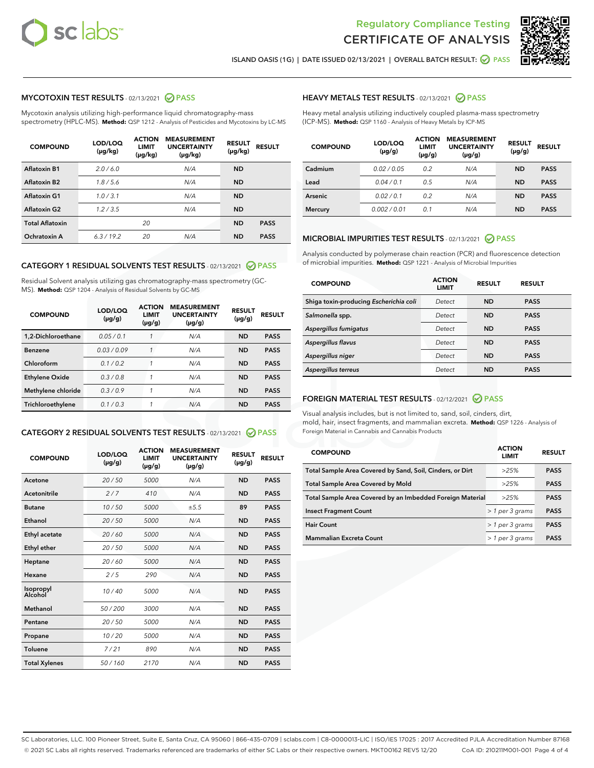Regulatory Compliance Testing

# CERTIFICATE OF ANALYSIS

ISLAND OASIS (1G) | DATE ISSUED 02/13/2021 | OVERALL BATCH RESULT: PASS

## MYCOTOXIN TEST RESULTS - 02/13/2021 PASS

Mycotoxin analysis utilizing high-performance liquid chromatography-mass spectrometry (HPLC-MS). **Method:** QSP 1212 - Analysis of Pesticides and Mycotoxins by LC-MS

| COMPOUND | LOD/LOQ (µg/kg) | ACTION LIMIT (µg/kg) | MEASUREMENT UNCERTAINTY (µg/kg) | RESULT (µg/kg) | RESULT |
|---|---|---|---|---|---|
| Aflatoxin B1 | 2.0 / 6.0 | | N/A | ND | |
| Aflatoxin B2 | 1.8 / 5.6 | | N/A | ND | |
| Aflatoxin G1 | 1.0 / 3.1 | | N/A | ND | |
| Aflatoxin G2 | 1.2 / 3.5 | | N/A | ND | |
| Total Aflatoxin | | 20 | | ND | PASS |
| Ochratoxin A | 6.3 / 19.2 | 20 | N/A | ND | PASS |

## CATEGORY 1 RESIDUAL SOLVENTS TEST RESULTS - 02/13/2021 PASS

Residual Solvent analysis utilizing gas chromatography-mass spectrometry (GC-MS). **Method:** QSP 1204 - Analysis of Residual Solvents by GC-MS

| COMPOUND | LOD/LOQ (µg/g) | ACTION LIMIT (µg/g) | MEASUREMENT UNCERTAINTY (µg/g) | RESULT (µg/g) | RESULT |
|---|---|---|---|---|---|
| 1,2-Dichloroethane | 0.05 / 0.1 | 1 | N/A | ND | PASS |
| Benzene | 0.03 / 0.09 | 1 | N/A | ND | PASS |
| Chloroform | 0.1 / 0.2 | 1 | N/A | ND | PASS |
| Ethylene Oxide | 0.3 / 0.8 | 1 | N/A | ND | PASS |
| Methylene chloride | 0.3 / 0.9 | 1 | N/A | ND | PASS |
| Trichloroethylene | 0.1 / 0.3 | 1 | N/A | ND | PASS |

## CATEGORY 2 RESIDUAL SOLVENTS TEST RESULTS - 02/13/2021 PASS

| COMPOUND | LOD/LOQ (µg/g) | ACTION LIMIT (µg/g) | MEASUREMENT UNCERTAINTY (µg/g) | RESULT (µg/g) | RESULT |
|---|---|---|---|---|---|
| Acetone | 20 / 50 | 5000 | N/A | ND | PASS |
| Acetonitrile | 2 / 7 | 410 | N/A | ND | PASS |
| Butane | 10 / 50 | 5000 | ±5.5 | 89 | PASS |
| Ethanol | 20 / 50 | 5000 | N/A | ND | PASS |
| Ethyl acetate | 20 / 60 | 5000 | N/A | ND | PASS |
| Ethyl ether | 20 / 50 | 5000 | N/A | ND | PASS |
| Heptane | 20 / 60 | 5000 | N/A | ND | PASS |
| Hexane | 2 / 5 | 290 | N/A | ND | PASS |
| Isopropyl Alcohol | 10 / 40 | 5000 | N/A | ND | PASS |
| Methanol | 50 / 200 | 3000 | N/A | ND | PASS |
| Pentane | 20 / 50 | 5000 | N/A | ND | PASS |
| Propane | 10 / 20 | 5000 | N/A | ND | PASS |
| Toluene | 7 / 21 | 890 | N/A | ND | PASS |
| Total Xylenes | 50 / 160 | 2170 | N/A | ND | PASS |

## HEAVY METALS TEST RESULTS - 02/13/2021 PASS

Heavy metal analysis utilizing inductively coupled plasma-mass spectrometry (ICP-MS). **Method:** QSP 1160 - Analysis of Heavy Metals by ICP-MS

| COMPOUND | LOD/LOQ (µg/g) | ACTION LIMIT (µg/g) | MEASUREMENT UNCERTAINTY (µg/g) | RESULT (µg/g) | RESULT |
|---|---|---|---|---|---|
| Cadmium | 0.02 / 0.05 | 0.2 | N/A | ND | PASS |
| Lead | 0.04 / 0.1 | 0.5 | N/A | ND | PASS |
| Arsenic | 0.02 / 0.1 | 0.2 | N/A | ND | PASS |
| Mercury | 0.002 / 0.01 | 0.1 | N/A | ND | PASS |

## MICROBIAL IMPURITIES TEST RESULTS - 02/13/2021 PASS

Analysis conducted by polymerase chain reaction (PCR) and fluorescence detection of microbial impurities. **Method:** QSP 1221 - Analysis of Microbial Impurities

| COMPOUND | ACTION LIMIT | RESULT | RESULT |
|---|---|---|---|
| *Shiga toxin-producing Escherichia coli* | Detect | ND | PASS |
| *Salmonella* spp. | Detect | ND | PASS |
| *Aspergillus fumigatus* | Detect | ND | PASS |
| *Aspergillus flavus* | Detect | ND | PASS |
| *Aspergillus niger* | Detect | ND | PASS |
| *Aspergillus terreus* | Detect | ND | PASS |

## FOREIGN MATERIAL TEST RESULTS - 02/12/2021 PASS

Visual analysis includes, but is not limited to, sand, soil, cinders, dirt, mold, hair, insect fragments, and mammalian excreta. **Method:** QSP 1226 - Analysis of Foreign Material in Cannabis and Cannabis Products

| COMPOUND | ACTION LIMIT | RESULT |
|---|---|---|
| Total Sample Area Covered by Sand, Soil, Cinders, or Dirt | >25% | PASS |
| Total Sample Area Covered by Mold | >25% | PASS |
| Total Sample Area Covered by an Imbedded Foreign Material | >25% | PASS |
| Insect Fragment Count | > 1 per 3 grams | PASS |
| Hair Count | > 1 per 3 grams | PASS |
| Mammalian Excreta Count | > 1 per 3 grams | PASS |

SC Laboratories, LLC. 100 Pioneer Street, Suite E, Santa Cruz, CA 95060 | 866-435-0709 | sclabs.com | C8-0000013-LIC | ISO/IES 17025 : 2017 Accredited PJLA Accreditation Number 87168
© 2021 SC Labs all rights reserved. Trademarks referenced are trademarks of either SC Labs or their respective owners. MKT00162 REV5 12/20 CoA ID: 210211M001-001